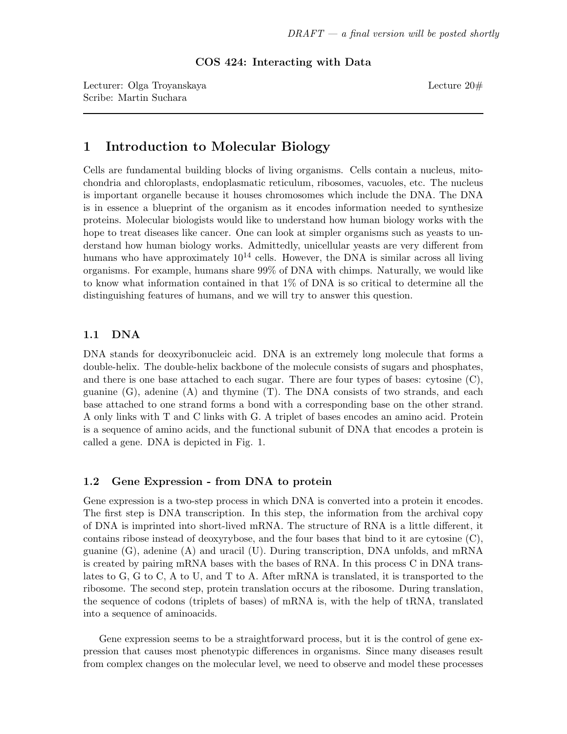*DRAFT — a final version will be posted shortly*

**COS 424: Interacting with Data**

Lecturer: Olga Troyanskaya    Lecture 20#
Scribe: Martin Suchara

---

# 1 Introduction to Molecular Biology

Cells are fundamental building blocks of living organisms. Cells contain a nucleus, mitochondria and chloroplasts, endoplasmatic reticulum, ribosomes, vacuoles, etc. The nucleus is important organelle because it houses chromosomes which include the DNA. The DNA is in essence a blueprint of the organism as it encodes information needed to synthesize proteins. Molecular biologists would like to understand how human biology works with the hope to treat diseases like cancer. One can look at simpler organisms such as yeasts to understand how human biology works. Admittedly, unicellular yeasts are very different from humans who have approximately $10^{14}$ cells. However, the DNA is similar across all living organisms. For example, humans share 99% of DNA with chimps. Naturally, we would like to know what information contained in that 1% of DNA is so critical to determine all the distinguishing features of humans, and we will try to answer this question.

## 1.1 DNA

DNA stands for deoxyribonucleic acid. DNA is an extremely long molecule that forms a double-helix. The double-helix backbone of the molecule consists of sugars and phosphates, and there is one base attached to each sugar. There are four types of bases: cytosine (C), guanine (G), adenine (A) and thymine (T). The DNA consists of two strands, and each base attached to one strand forms a bond with a corresponding base on the other strand. A only links with T and C links with G. A triplet of bases encodes an amino acid. Protein is a sequence of amino acids, and the functional subunit of DNA that encodes a protein is called a gene. DNA is depicted in Fig. 1.

## 1.2 Gene Expression - from DNA to protein

Gene expression is a two-step process in which DNA is converted into a protein it encodes. The first step is DNA transcription. In this step, the information from the archival copy of DNA is imprinted into short-lived mRNA. The structure of RNA is a little different, it contains ribose instead of deoxyrybose, and the four bases that bind to it are cytosine (C), guanine (G), adenine (A) and uracil (U). During transcription, DNA unfolds, and mRNA is created by pairing mRNA bases with the bases of RNA. In this process C in DNA translates to G, G to C, A to U, and T to A. After mRNA is translated, it is transported to the ribosome. The second step, protein translation occurs at the ribosome. During translation, the sequence of codons (triplets of bases) of mRNA is, with the help of tRNA, translated into a sequence of aminoacids.

Gene expression seems to be a straightforward process, but it is the control of gene expression that causes most phenotypic differences in organisms. Since many diseases result from complex changes on the molecular level, we need to observe and model these processes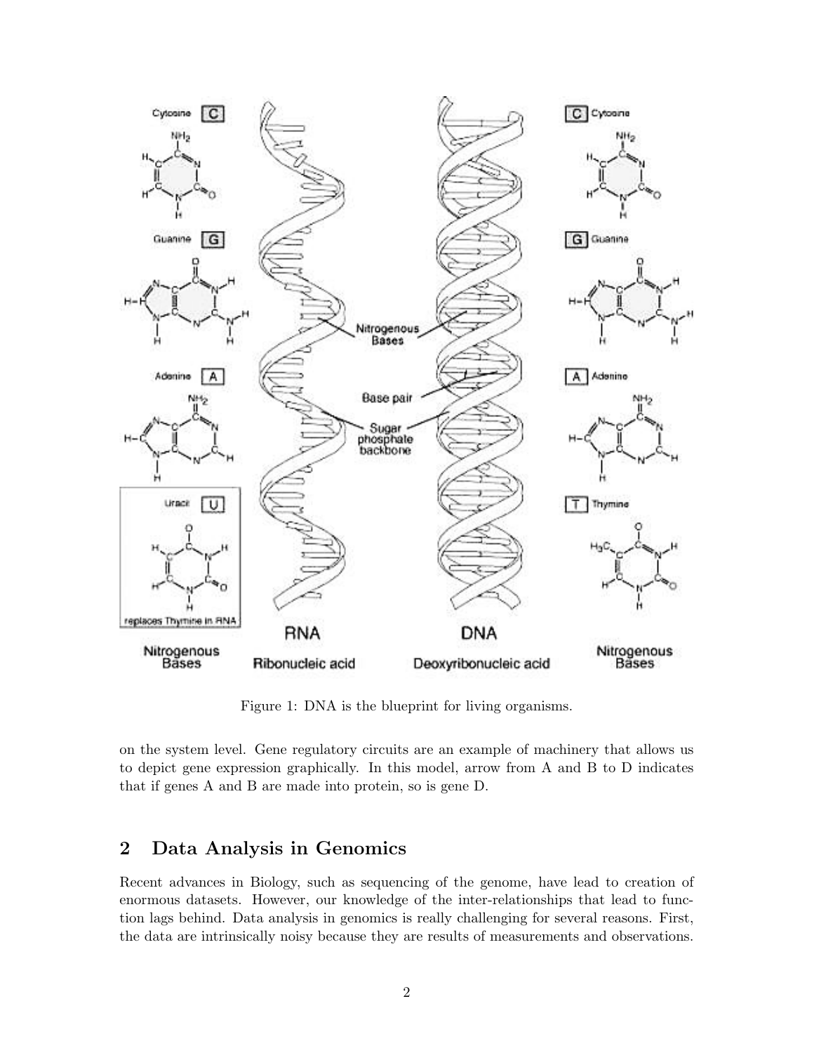Figure 1: DNA is the blueprint for living organisms.

on the system level. Gene regulatory circuits are an example of machinery that allows us to depict gene expression graphically. In this model, arrow from A and B to D indicates that if genes A and B are made into protein, so is gene D.

## 2 Data Analysis in Genomics

Recent advances in Biology, such as sequencing of the genome, have lead to creation of enormous datasets. However, our knowledge of the inter-relationships that lead to function lags behind. Data analysis in genomics is really challenging for several reasons. First, the data are intrinsically noisy because they are results of measurements and observations.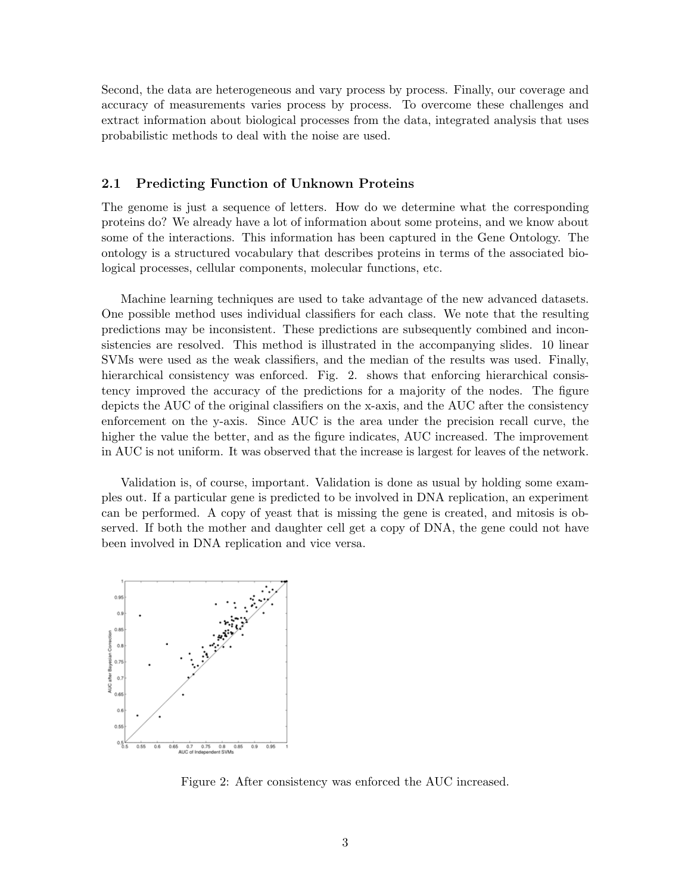Second, the data are heterogeneous and vary process by process. Finally, our coverage and accuracy of measurements varies process by process. To overcome these challenges and extract information about biological processes from the data, integrated analysis that uses probabilistic methods to deal with the noise are used.

### 2.1 Predicting Function of Unknown Proteins

The genome is just a sequence of letters. How do we determine what the corresponding proteins do? We already have a lot of information about some proteins, and we know about some of the interactions. This information has been captured in the Gene Ontology. The ontology is a structured vocabulary that describes proteins in terms of the associated biological processes, cellular components, molecular functions, etc.

Machine learning techniques are used to take advantage of the new advanced datasets. One possible method uses individual classifiers for each class. We note that the resulting predictions may be inconsistent. These predictions are subsequently combined and inconsistencies are resolved. This method is illustrated in the accompanying slides. 10 linear SVMs were used as the weak classifiers, and the median of the results was used. Finally, hierarchical consistency was enforced. Fig. 2. shows that enforcing hierarchical consistency improved the accuracy of the predictions for a majority of the nodes. The figure depicts the AUC of the original classifiers on the x-axis, and the AUC after the consistency enforcement on the y-axis. Since AUC is the area under the precision recall curve, the higher the value the better, and as the figure indicates, AUC increased. The improvement in AUC is not uniform. It was observed that the increase is largest for leaves of the network.

Validation is, of course, important. Validation is done as usual by holding some examples out. If a particular gene is predicted to be involved in DNA replication, an experiment can be performed. A copy of yeast that is missing the gene is created, and mitosis is observed. If both the mother and daughter cell get a copy of DNA, the gene could not have been involved in DNA replication and vice versa.

Figure 2: After consistency was enforced the AUC increased.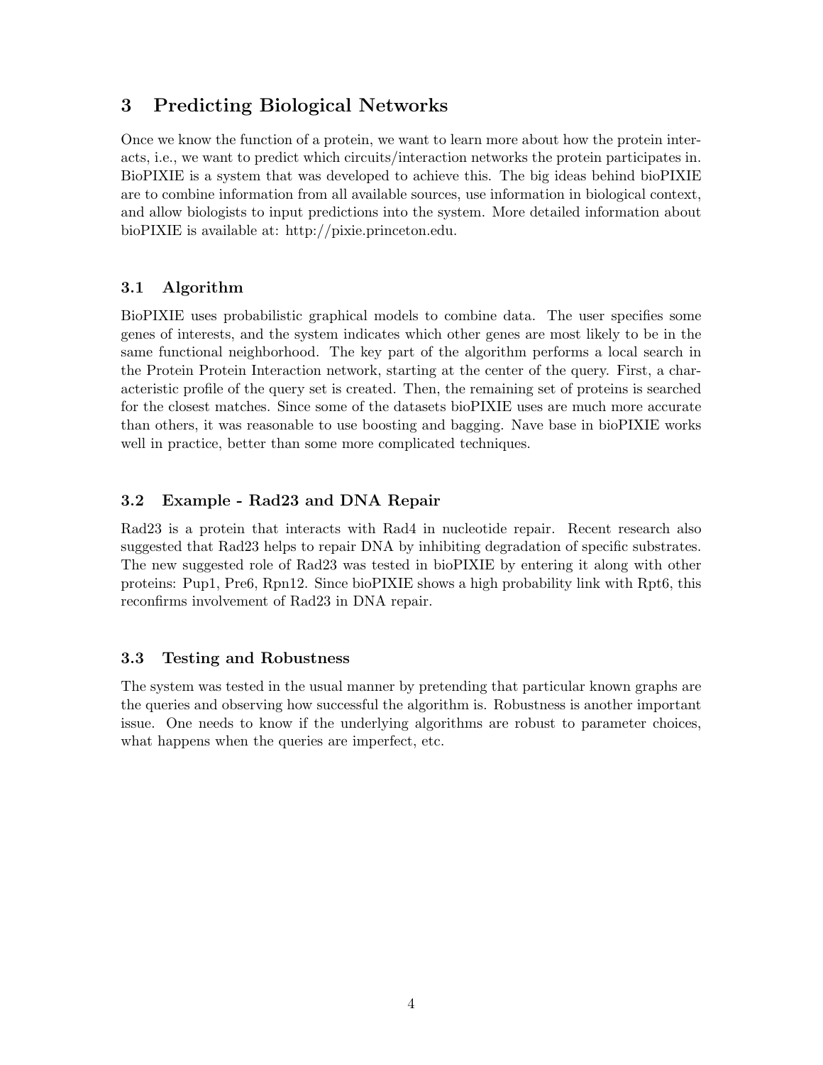# 3 Predicting Biological Networks

Once we know the function of a protein, we want to learn more about how the protein interacts, i.e., we want to predict which circuits/interaction networks the protein participates in. BioPIXIE is a system that was developed to achieve this. The big ideas behind bioPIXIE are to combine information from all available sources, use information in biological context, and allow biologists to input predictions into the system. More detailed information about bioPIXIE is available at: http://pixie.princeton.edu.

## 3.1 Algorithm

BioPIXIE uses probabilistic graphical models to combine data. The user specifies some genes of interests, and the system indicates which other genes are most likely to be in the same functional neighborhood. The key part of the algorithm performs a local search in the Protein Protein Interaction network, starting at the center of the query. First, a characteristic profile of the query set is created. Then, the remaining set of proteins is searched for the closest matches. Since some of the datasets bioPIXIE uses are much more accurate than others, it was reasonable to use boosting and bagging. Nave base in bioPIXIE works well in practice, better than some more complicated techniques.

## 3.2 Example - Rad23 and DNA Repair

Rad23 is a protein that interacts with Rad4 in nucleotide repair. Recent research also suggested that Rad23 helps to repair DNA by inhibiting degradation of specific substrates. The new suggested role of Rad23 was tested in bioPIXIE by entering it along with other proteins: Pup1, Pre6, Rpn12. Since bioPIXIE shows a high probability link with Rpt6, this reconfirms involvement of Rad23 in DNA repair.

## 3.3 Testing and Robustness

The system was tested in the usual manner by pretending that particular known graphs are the queries and observing how successful the algorithm is. Robustness is another important issue. One needs to know if the underlying algorithms are robust to parameter choices, what happens when the queries are imperfect, etc.